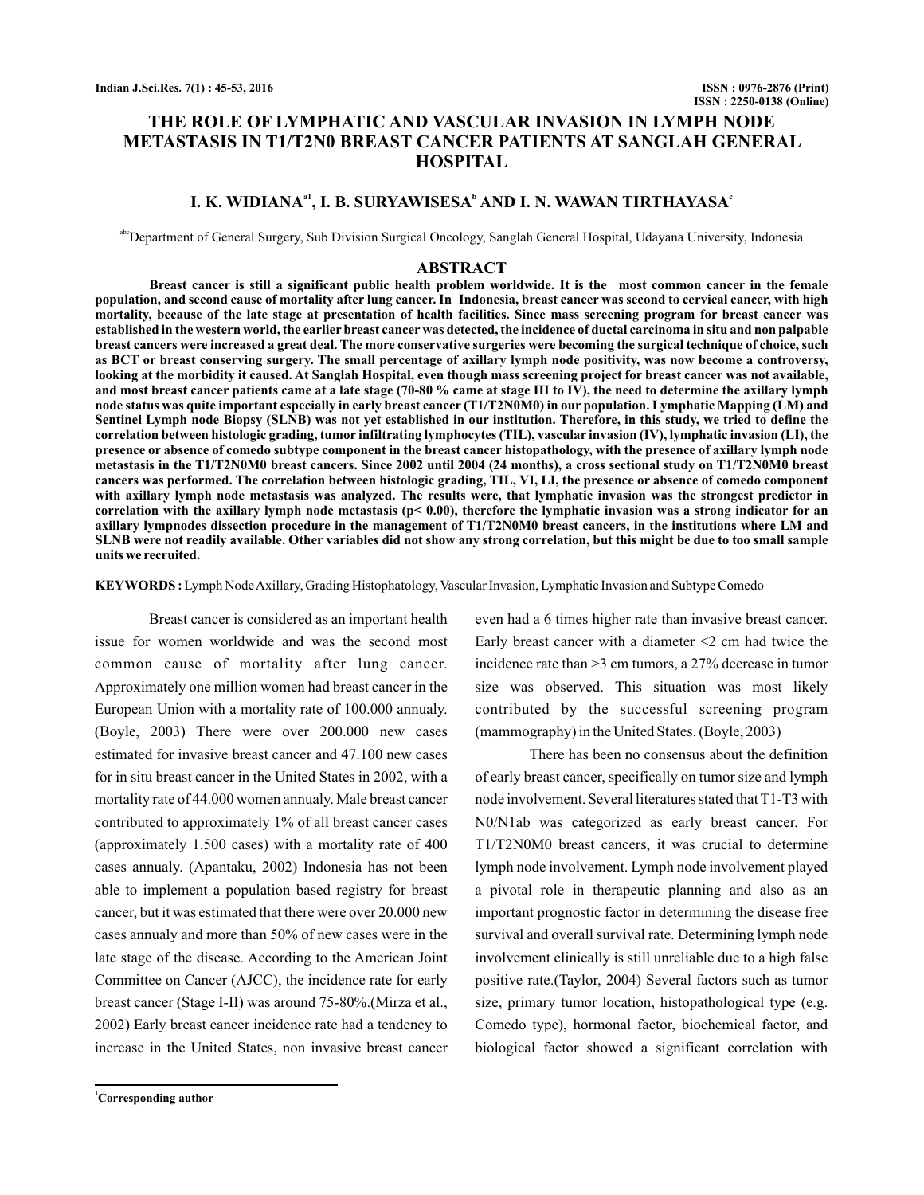# THE ROLE OF LYMPHATIC AND VASCULAR INVASION IN LYMPH NODE METASTASIS IN T1/T2N0 BREAST CANCER PATIENTS AT SANGLAH GENERAL HOSPITAL

## I. K. WIDIANA[a1], I. B. SURYAWISESA[b] AND I. N. WAWAN TIRTHAYASA[c]

[abc]Department of General Surgery, Sub Division Surgical Oncology, Sanglah General Hospital, Udayana University, Indonesia

## ABSTRACT

**Breast cancer is still a significant public health problem worldwide. It is the most common cancer in the female population, and second cause of mortality after lung cancer. In Indonesia, breast cancer was second to cervical cancer, with high mortality, because of the late stage at presentation of health facilities. Since mass screening program for breast cancer was established in the western world, the earlier breast cancer was detected, the incidence of ductal carcinoma in situ and non palpable breast cancers were increased a great deal. The more conservative surgeries were becoming the surgical technique of choice, such as BCT or breast conserving surgery. The small percentage of axillary lymph node positivity, was now become a controversy, looking at the morbidity it caused. At Sanglah Hospital, even though mass screening project for breast cancer was not available, and most breast cancer patients came at a late stage (70-80 % came at stage III to IV), the need to determine the axillary lymph node status was quite important especially in early breast cancer (T1/T2N0M0) in our population. Lymphatic Mapping (LM) and Sentinel Lymph node Biopsy (SLNB) was not yet established in our institution. Therefore, in this study, we tried to define the correlation between histologic grading, tumor infiltrating lymphocytes (TIL), vascular invasion (IV), lymphatic invasion (LI), the presence or absence of comedo subtype component in the breast cancer histopathology, with the presence of axillary lymph node metastasis in the T1/T2N0M0 breast cancers. Since 2002 until 2004 (24 months), a cross sectional study on T1/T2N0M0 breast cancers was performed. The correlation between histologic grading, TIL, VI, LI, the presence or absence of comedo component with axillary lymph node metastasis was analyzed. The results were, that lymphatic invasion was the strongest predictor in correlation with the axillary lymph node metastasis (p< 0.00), therefore the lymphatic invasion was a strong indicator for an axillary lympnodes dissection procedure in the management of T1/T2N0M0 breast cancers, in the institutions where LM and SLNB were not readily available. Other variables did not show any strong correlation, but this might be due to too small sample units we recruited.**

**KEYWORDS :** Lymph Node Axillary, Grading Histophatology, Vascular Invasion, Lymphatic Invasion and Subtype Comedo

Breast cancer is considered as an important health issue for women worldwide and was the second most common cause of mortality after lung cancer. Approximately one million women had breast cancer in the European Union with a mortality rate of 100.000 annualy. (Boyle, 2003) There were over 200.000 new cases estimated for invasive breast cancer and 47.100 new cases for in situ breast cancer in the United States in 2002, with a mortality rate of 44.000 women annualy. Male breast cancer contributed to approximately 1% of all breast cancer cases (approximately 1.500 cases) with a mortality rate of 400 cases annualy. (Apantaku, 2002) Indonesia has not been able to implement a population based registry for breast cancer, but it was estimated that there were over 20.000 new cases annualy and more than 50% of new cases were in the late stage of the disease. According to the American Joint Committee on Cancer (AJCC), the incidence rate for early breast cancer (Stage I-II) was around 75-80%.(Mirza et al., 2002) Early breast cancer incidence rate had a tendency to increase in the United States, non invasive breast cancer even had a 6 times higher rate than invasive breast cancer. Early breast cancer with a diameter <2 cm had twice the incidence rate than >3 cm tumors, a 27% decrease in tumor size was observed. This situation was most likely contributed by the successful screening program (mammography) in the United States. (Boyle, 2003)

There has been no consensus about the definition of early breast cancer, specifically on tumor size and lymph node involvement. Several literatures stated that T1-T3 with N0/N1ab was categorized as early breast cancer. For T1/T2N0M0 breast cancers, it was crucial to determine lymph node involvement. Lymph node involvement played a pivotal role in therapeutic planning and also as an important prognostic factor in determining the disease free survival and overall survival rate. Determining lymph node involvement clinically is still unreliable due to a high false positive rate.(Taylor, 2004) Several factors such as tumor size, primary tumor location, histopathological type (e.g. Comedo type), hormonal factor, biochemical factor, and biological factor showed a significant correlation with

[1]Corresponding author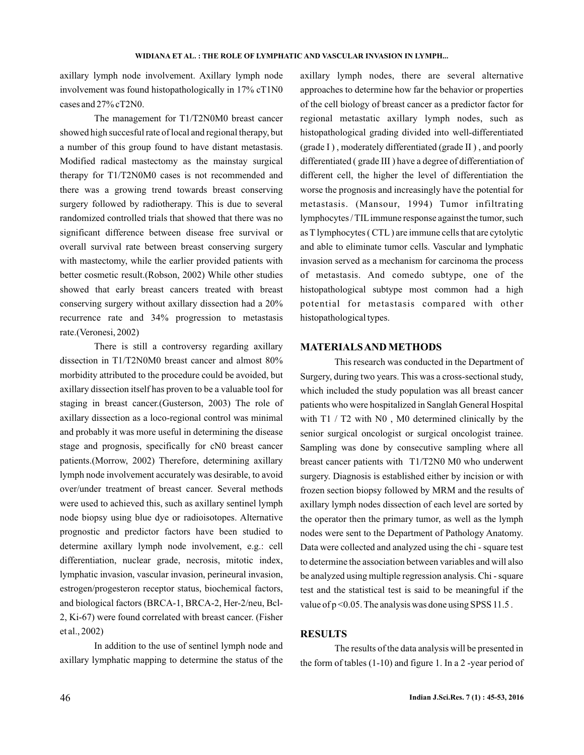axillary lymph node involvement. Axillary lymph node involvement was found histopathologically in 17% cT1N0 cases and 27% cT2N0.

The management for T1/T2N0M0 breast cancer showed high succesful rate of local and regional therapy, but a number of this group found to have distant metastasis. Modified radical mastectomy as the mainstay surgical therapy for T1/T2N0M0 cases is not recommended and there was a growing trend towards breast conserving surgery followed by radiotherapy. This is due to several randomized controlled trials that showed that there was no significant difference between disease free survival or overall survival rate between breast conserving surgery with mastectomy, while the earlier provided patients with better cosmetic result.(Robson, 2002) While other studies showed that early breast cancers treated with breast conserving surgery without axillary dissection had a 20% recurrence rate and 34% progression to metastasis rate.(Veronesi, 2002)

There is still a controversy regarding axillary dissection in T1/T2N0M0 breast cancer and almost 80% morbidity attributed to the procedure could be avoided, but axillary dissection itself has proven to be a valuable tool for staging in breast cancer.(Gusterson, 2003) The role of axillary dissection as a loco-regional control was minimal and probably it was more useful in determining the disease stage and prognosis, specifically for cN0 breast cancer patients.(Morrow, 2002) Therefore, determining axillary lymph node involvement accurately was desirable, to avoid over/under treatment of breast cancer. Several methods were used to achieved this, such as axillary sentinel lymph node biopsy using blue dye or radioisotopes. Alternative prognostic and predictor factors have been studied to determine axillary lymph node involvement, e.g.: cell differentiation, nuclear grade, necrosis, mitotic index, lymphatic invasion, vascular invasion, perineural invasion, estrogen/progesteron receptor status, biochemical factors, and biological factors (BRCA-1, BRCA-2, Her-2/neu, Bcl-2, Ki-67) were found correlated with breast cancer. (Fisher et al., 2002)

In addition to the use of sentinel lymph node and axillary lymphatic mapping to determine the status of the axillary lymph nodes, there are several alternative approaches to determine how far the behavior or properties of the cell biology of breast cancer as a predictor factor for regional metastatic axillary lymph nodes, such as histopathological grading divided into well-differentiated (grade I ) , moderately differentiated (grade II ) , and poorly differentiated ( grade III ) have a degree of differentiation of different cell, the higher the level of differentiation the worse the prognosis and increasingly have the potential for metastasis. (Mansour, 1994) Tumor infiltrating lymphocytes / TIL immune response against the tumor, such as T lymphocytes ( CTL ) are immune cells that are cytolytic and able to eliminate tumor cells. Vascular and lymphatic invasion served as a mechanism for carcinoma the process of metastasis. And comedo subtype, one of the histopathological subtype most common had a high potential for metastasis compared with other histopathological types.

## MATERIALS AND METHODS

This research was conducted in the Department of Surgery, during two years. This was a cross-sectional study, which included the study population was all breast cancer patients who were hospitalized in Sanglah General Hospital with T1 / T2 with N0 , M0 determined clinically by the senior surgical oncologist or surgical oncologist trainee. Sampling was done by consecutive sampling where all breast cancer patients with T1/T2N0 M0 who underwent surgery. Diagnosis is established either by incision or with frozen section biopsy followed by MRM and the results of axillary lymph nodes dissection of each level are sorted by the operator then the primary tumor, as well as the lymph nodes were sent to the Department of Pathology Anatomy. Data were collected and analyzed using the chi - square test to determine the association between variables and will also be analyzed using multiple regression analysis. Chi - square test and the statistical test is said to be meaningful if the value of $p < 0.05$. The analysis was done using SPSS 11.5 .

## RESULTS

The results of the data analysis will be presented in the form of tables (1-10) and figure 1. In a 2 -year period of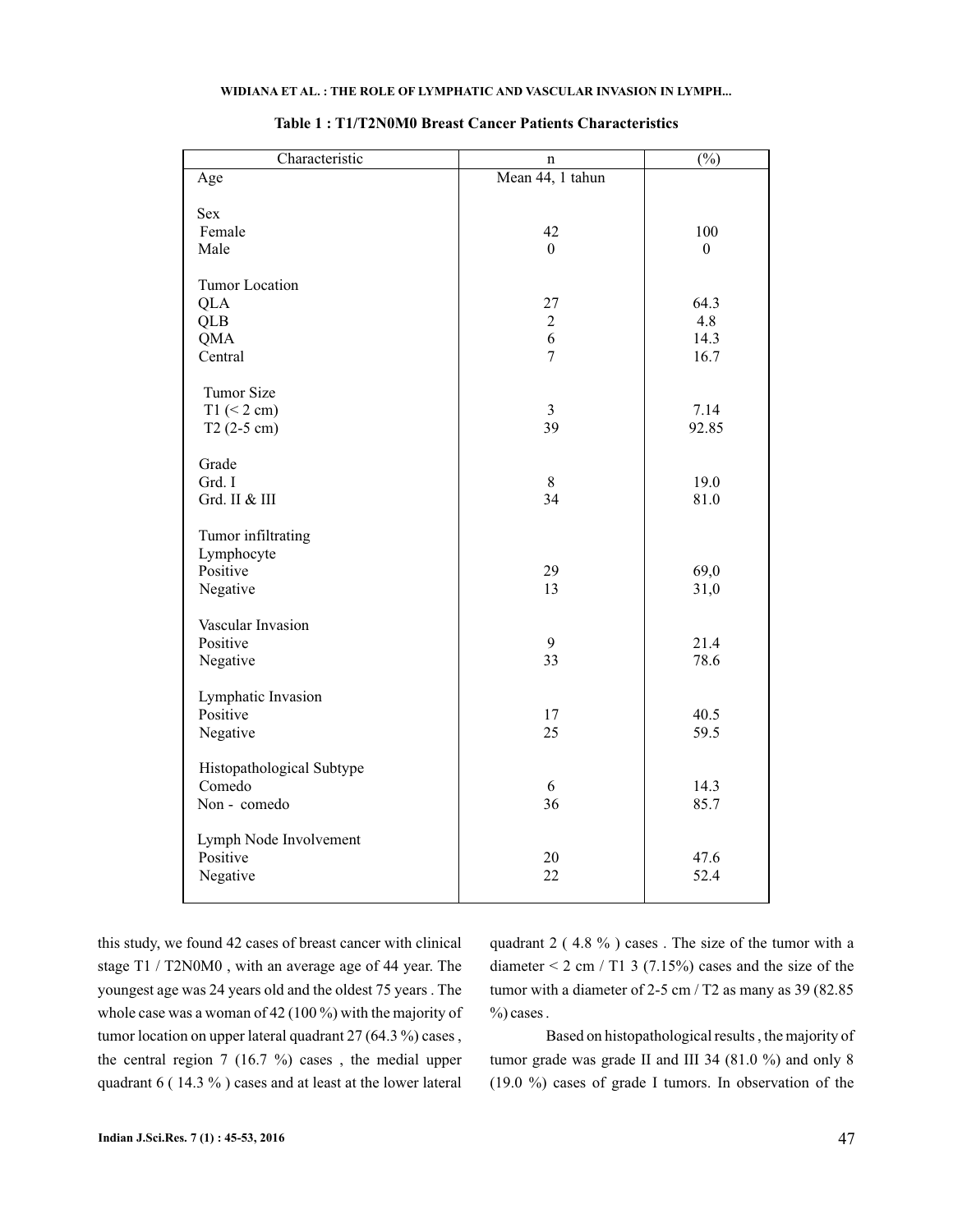**Table 1 : T1/T2N0M0 Breast Cancer Patients Characteristics**

| Characteristic | n | (%) |
|---|---|---|
| Age | Mean 44, 1 tahun | |
| Sex | | |
| Female | 42 | 100 |
| Male | 0 | 0 |
| Tumor Location | | |
| QLA | 27 | 64.3 |
| QLB | 2 | 4.8 |
| QMA | 6 | 14.3 |
| Central | 7 | 16.7 |
| Tumor Size | | |
| T1 (< 2 cm) | 3 | 7.14 |
| T2 (2-5 cm) | 39 | 92.85 |
| Grade | | |
| Grd. I | 8 | 19.0 |
| Grd. II & III | 34 | 81.0 |
| Tumor infiltrating Lymphocyte | | |
| Positive | 29 | 69,0 |
| Negative | 13 | 31,0 |
| Vascular Invasion | | |
| Positive | 9 | 21.4 |
| Negative | 33 | 78.6 |
| Lymphatic Invasion | | |
| Positive | 17 | 40.5 |
| Negative | 25 | 59.5 |
| Histopathological Subtype | | |
| Comedo | 6 | 14.3 |
| Non - comedo | 36 | 85.7 |
| Lymph Node Involvement | | |
| Positive | 20 | 47.6 |
| Negative | 22 | 52.4 |

this study, we found 42 cases of breast cancer with clinical stage T1 / T2N0M0 , with an average age of 44 year. The youngest age was 24 years old and the oldest 75 years . The whole case was a woman of 42 (100 %) with the majority of tumor location on upper lateral quadrant 27 (64.3 %) cases , the central region 7 (16.7 %) cases , the medial upper quadrant 6 ( 14.3 % ) cases and at least at the lower lateral quadrant 2 ( 4.8 % ) cases . The size of the tumor with a diameter < 2 cm / T1 3 (7.15%) cases and the size of the tumor with a diameter of 2-5 cm / T2 as many as 39 (82.85 %) cases .

Based on histopathological results , the majority of tumor grade was grade II and III 34 (81.0 %) and only 8 (19.0 %) cases of grade I tumors. In observation of the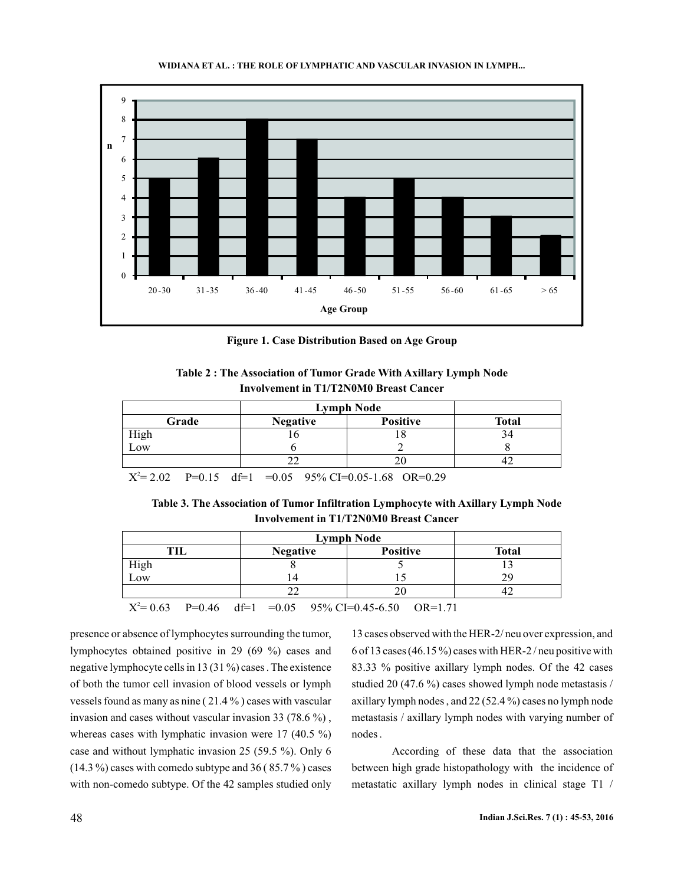**Figure 1. Case Distribution Based on Age Group**

**Table 2 : The Association of Tumor Grade With Axillary Lymph Node Involvement in T1/T2N0M0 Breast Cancer**

| | Lymph Node | | |
|---|---|---|---|
| Grade | Negative | Positive | Total |
| High | 16 | 18 | 34 |
| Low | 6 | 2 | 8 |
| | 22 | 20 | 42 |

$X^2$= 2.02 P=0.15 df=1 =0.05 95% CI=0.05-1.68 OR=0.29

**Table 3. The Association of Tumor Infiltration Lymphocyte with Axillary Lymph Node Involvement in T1/T2N0M0 Breast Cancer**

| | Lymph Node | | |
|---|---|---|---|
| TIL | Negative | Positive | Total |
| High | 8 | 5 | 13 |
| Low | 14 | 15 | 29 |
| | 22 | 20 | 42 |

$X^2$= 0.63 P=0.46 df=1 =0.05 95% CI=0.45-6.50 OR=1.71

presence or absence of lymphocytes surrounding the tumor, lymphocytes obtained positive in 29 (69 %) cases and negative lymphocyte cells in 13 (31 %) cases . The existence of both the tumor cell invasion of blood vessels or lymph vessels found as many as nine ( 21.4 % ) cases with vascular invasion and cases without vascular invasion 33 (78.6 %) , whereas cases with lymphatic invasion were 17 (40.5 %) case and without lymphatic invasion 25 (59.5 %). Only 6 (14.3 %) cases with comedo subtype and 36 ( 85.7 % ) cases with non-comedo subtype. Of the 42 samples studied only 13 cases observed with the HER-2/ neu over expression, and 6 of 13 cases (46.15 %) cases with HER-2 / neu positive with 83.33 % positive axillary lymph nodes. Of the 42 cases studied 20 (47.6 %) cases showed lymph node metastasis / axillary lymph nodes , and 22 (52.4 %) cases no lymph node metastasis / axillary lymph nodes with varying number of nodes .

According of these data that the association between high grade histopathology with the incidence of metastatic axillary lymph nodes in clinical stage T1 /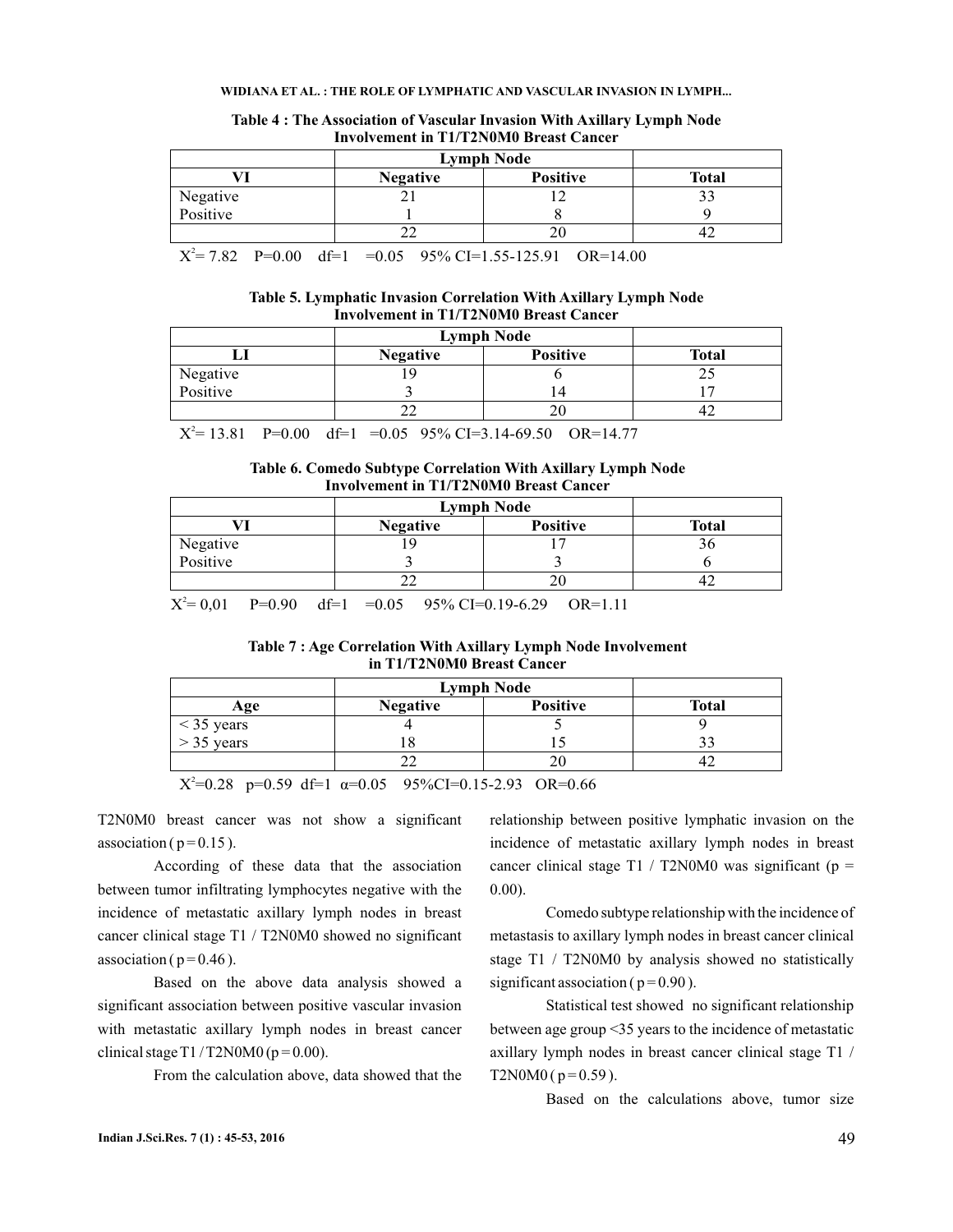**Table 4 : The Association of Vascular Invasion With Axillary Lymph Node Involvement in T1/T2N0M0 Breast Cancer**

| | Lymph Node | | |
|---|---|---|---|
| VI | Negative | Positive | Total |
| Negative | 21 | 12 | 33 |
| Positive | 1 | 8 | 9 |
| | 22 | 20 | 42 |

$X^2 = 7.82$ P=0.00 df=1 =0.05 95% CI=1.55-125.91 OR=14.00

**Table 5. Lymphatic Invasion Correlation With Axillary Lymph Node Involvement in T1/T2N0M0 Breast Cancer**

| | Lymph Node | | |
|---|---|---|---|
| LI | Negative | Positive | Total |
| Negative | 19 | 6 | 25 |
| Positive | 3 | 14 | 17 |
| | 22 | 20 | 42 |

$X^2 = 13.81$ P=0.00 df=1 =0.05 95% CI=3.14-69.50 OR=14.77

**Table 6. Comedo Subtype Correlation With Axillary Lymph Node Involvement in T1/T2N0M0 Breast Cancer**

| | Lymph Node | | |
|---|---|---|---|
| VI | Negative | Positive | Total |
| Negative | 19 | 17 | 36 |
| Positive | 3 | 3 | 6 |
| | 22 | 20 | 42 |

$X^2 = 0{,}01$ P=0.90 df=1 =0.05 95% CI=0.19-6.29 OR=1.11

**Table 7 : Age Correlation With Axillary Lymph Node Involvement in T1/T2N0M0 Breast Cancer**

| | Lymph Node | | |
|---|---|---|---|
| Age | Negative | Positive | Total |
| < 35 years | 4 | 5 | 9 |
| > 35 years | 18 | 15 | 33 |
| | 22 | 20 | 42 |

$X^2 = 0.28$ p=0.59 df=1 $\alpha = 0.05$ 95%CI=0.15-2.93 OR=0.66

T2N0M0 breast cancer was not show a significant association ( p = 0.15 ).

According of these data that the association between tumor infiltrating lymphocytes negative with the incidence of metastatic axillary lymph nodes in breast cancer clinical stage T1 / T2N0M0 showed no significant association ( p = 0.46 ).

Based on the above data analysis showed a significant association between positive vascular invasion with metastatic axillary lymph nodes in breast cancer clinical stage T1 / T2N0M0 (p = 0.00).

From the calculation above, data showed that the relationship between positive lymphatic invasion on the incidence of metastatic axillary lymph nodes in breast cancer clinical stage T1 / T2N0M0 was significant (p = 0.00).

Comedo subtype relationship with the incidence of metastasis to axillary lymph nodes in breast cancer clinical stage T1 / T2N0M0 by analysis showed no statistically significant association ( p = 0.90 ).

Statistical test showed no significant relationship between age group <35 years to the incidence of metastatic axillary lymph nodes in breast cancer clinical stage T1 / T2N0M0 ( p = 0.59 ).

Based on the calculations above, tumor size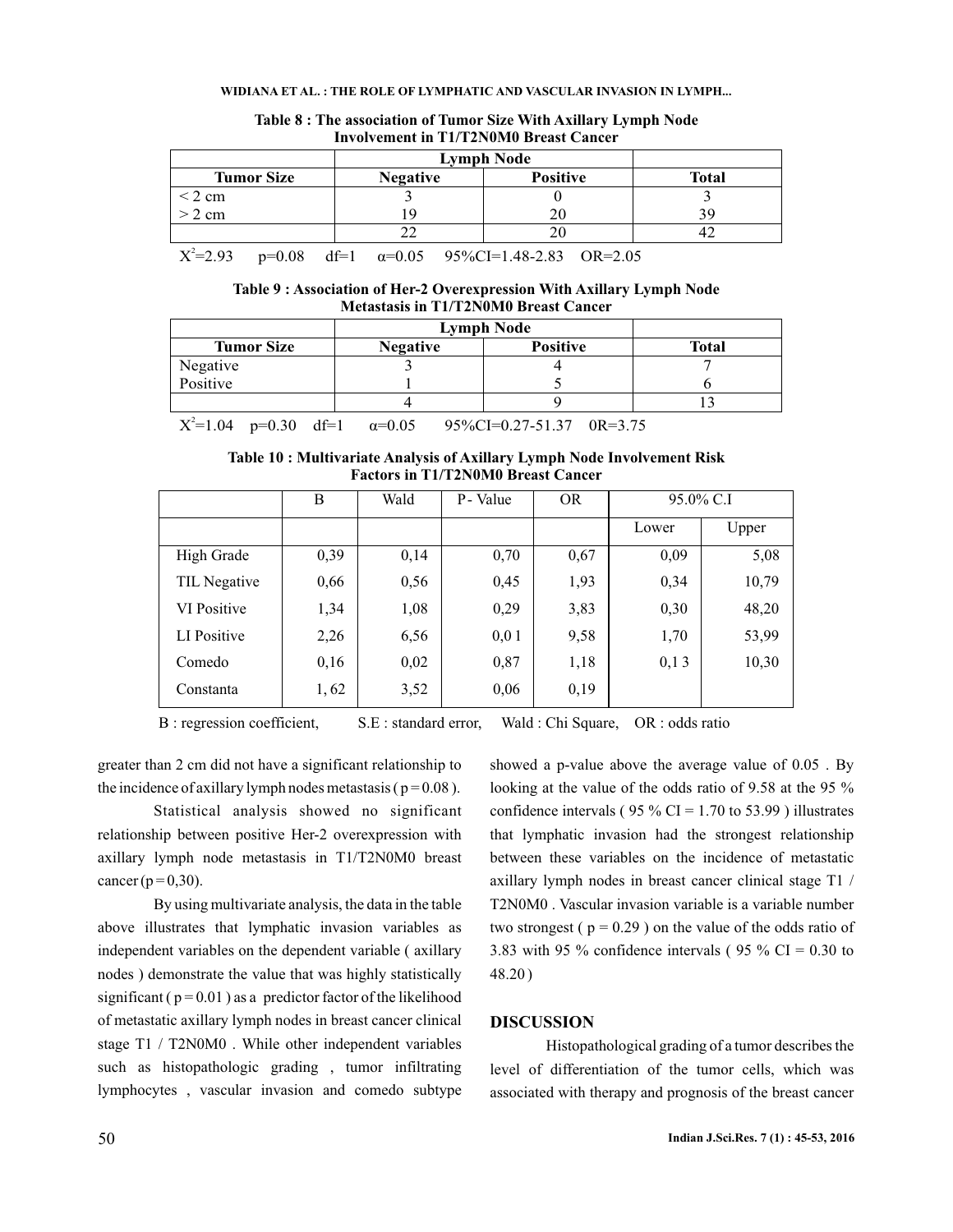**Table 8 : The association of Tumor Size With Axillary Lymph Node Involvement in T1/T2N0M0 Breast Cancer**

| | Lymph Node | | |
|---|---|---|---|
| **Tumor Size** | **Negative** | **Positive** | **Total** |
| < 2 cm | 3 | 0 | 3 |
| > 2 cm | 19 | 20 | 39 |
| | 22 | 20 | 42 |

$X^2$=2.93 p=0.08 df=1 α=0.05 95%CI=1.48-2.83 OR=2.05

**Table 9 : Association of Her-2 Overexpression With Axillary Lymph Node Metastasis in T1/T2N0M0 Breast Cancer**

| | Lymph Node | | |
|---|---|---|---|
| **Tumor Size** | **Negative** | **Positive** | **Total** |
| Negative | 3 | 4 | 7 |
| Positive | 1 | 5 | 6 |
| | 4 | 9 | 13 |

$X^2$=1.04 p=0.30 df=1 α=0.05 95%CI=0.27-51.37 0R=3.75

**Table 10 : Multivariate Analysis of Axillary Lymph Node Involvement Risk Factors in T1/T2N0M0 Breast Cancer**

| | B | Wald | P - Value | OR | 95.0% C.I | |
|---|---|---|---|---|---|---|
| | | | | | Lower | Upper |
| High Grade | 0,39 | 0,14 | 0,70 | 0,67 | 0,09 | 5,08 |
| TIL Negative | 0,66 | 0,56 | 0,45 | 1,93 | 0,34 | 10,79 |
| VI Positive | 1,34 | 1,08 | 0,29 | 3,83 | 0,30 | 48,20 |
| LI Positive | 2,26 | 6,56 | 0,0 1 | 9,58 | 1,70 | 53,99 |
| Comedo | 0,16 | 0,02 | 0,87 | 1,18 | 0,1 3 | 10,30 |
| Constanta | 1, 62 | 3,52 | 0,06 | 0,19 | | |

B : regression coefficient, S.E : standard error, Wald : Chi Square, OR : odds ratio

greater than 2 cm did not have a significant relationship to the incidence of axillary lymph nodes metastasis ( p = 0.08 ).

Statistical analysis showed no significant relationship between positive Her-2 overexpression with axillary lymph node metastasis in T1/T2N0M0 breast cancer (p = 0,30).

By using multivariate analysis, the data in the table above illustrates that lymphatic invasion variables as independent variables on the dependent variable ( axillary nodes ) demonstrate the value that was highly statistically significant ( p = 0.01 ) as a predictor factor of the likelihood of metastatic axillary lymph nodes in breast cancer clinical stage T1 / T2N0M0 . While other independent variables such as histopathologic grading , tumor infiltrating lymphocytes , vascular invasion and comedo subtype showed a p-value above the average value of 0.05 . By looking at the value of the odds ratio of 9.58 at the 95 % confidence intervals ( 95 % CI = 1.70 to 53.99 ) illustrates that lymphatic invasion had the strongest relationship between these variables on the incidence of metastatic axillary lymph nodes in breast cancer clinical stage T1 / T2N0M0 . Vascular invasion variable is a variable number two strongest ( p = 0.29 ) on the value of the odds ratio of 3.83 with 95 % confidence intervals ( 95 % CI = 0.30 to 48.20 )

## DISCUSSION

Histopathological grading of a tumor describes the level of differentiation of the tumor cells, which was associated with therapy and prognosis of the breast cancer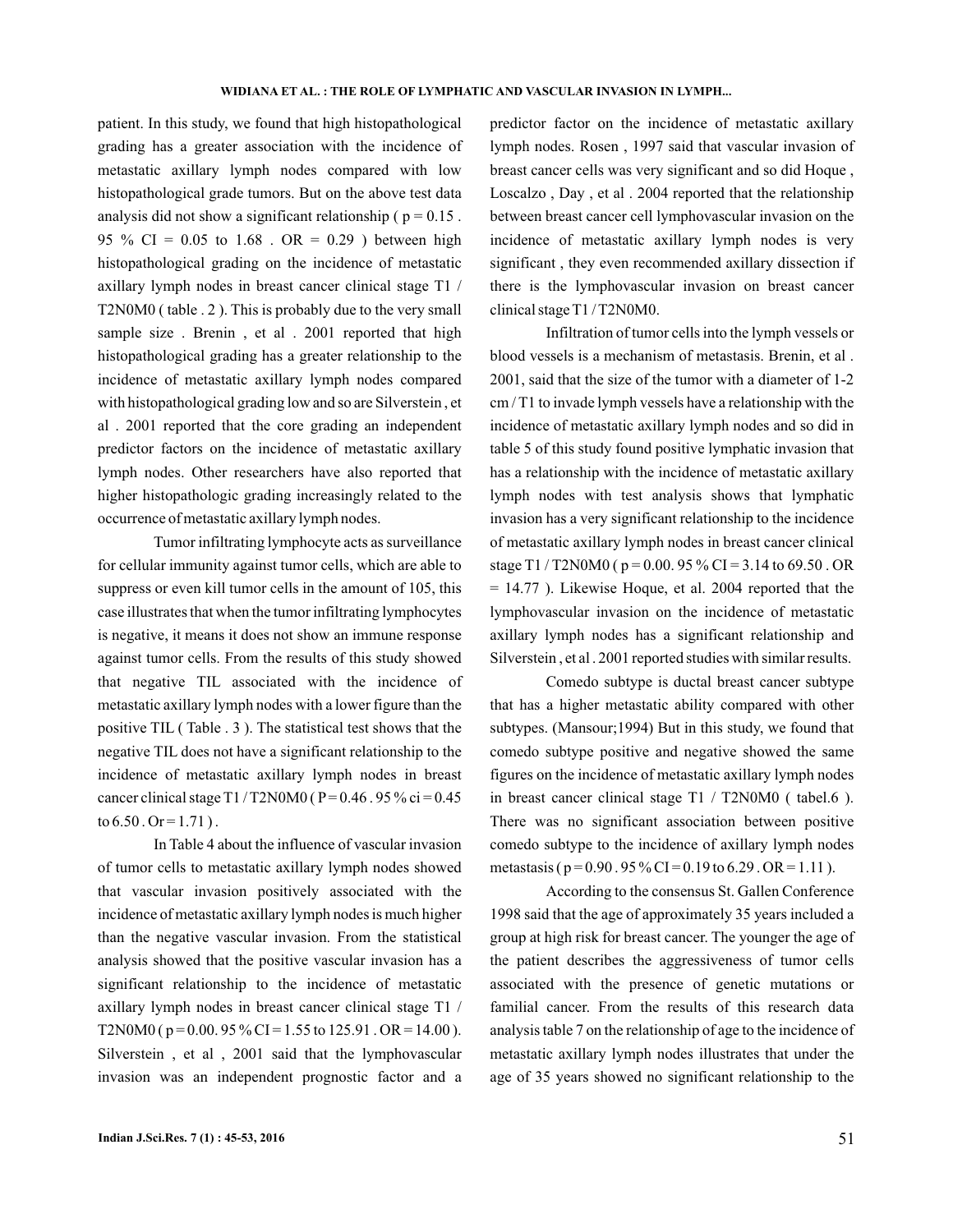patient. In this study, we found that high histopathological grading has a greater association with the incidence of metastatic axillary lymph nodes compared with low histopathological grade tumors. But on the above test data analysis did not show a significant relationship ( p = 0.15 . 95 % CI = 0.05 to 1.68 . OR = 0.29 ) between high histopathological grading on the incidence of metastatic axillary lymph nodes in breast cancer clinical stage T1 / T2N0M0 ( table . 2 ). This is probably due to the very small sample size . Brenin , et al . 2001 reported that high histopathological grading has a greater relationship to the incidence of metastatic axillary lymph nodes compared with histopathological grading low and so are Silverstein , et al . 2001 reported that the core grading an independent predictor factors on the incidence of metastatic axillary lymph nodes. Other researchers have also reported that higher histopathologic grading increasingly related to the occurrence of metastatic axillary lymph nodes.

Tumor infiltrating lymphocyte acts as surveillance for cellular immunity against tumor cells, which are able to suppress or even kill tumor cells in the amount of 105, this case illustrates that when the tumor infiltrating lymphocytes is negative, it means it does not show an immune response against tumor cells. From the results of this study showed that negative TIL associated with the incidence of metastatic axillary lymph nodes with a lower figure than the positive TIL ( Table . 3 ). The statistical test shows that the negative TIL does not have a significant relationship to the incidence of metastatic axillary lymph nodes in breast cancer clinical stage T1 / T2N0M0 ( P = 0.46 . 95 % ci = 0.45 to 6.50 . Or = 1.71 ) .

In Table 4 about the influence of vascular invasion of tumor cells to metastatic axillary lymph nodes showed that vascular invasion positively associated with the incidence of metastatic axillary lymph nodes is much higher than the negative vascular invasion. From the statistical analysis showed that the positive vascular invasion has a significant relationship to the incidence of metastatic axillary lymph nodes in breast cancer clinical stage T1 / T2N0M0 ( p = 0.00. 95 % CI = 1.55 to 125.91 . OR = 14.00 ). Silverstein , et al , 2001 said that the lymphovascular invasion was an independent prognostic factor and a predictor factor on the incidence of metastatic axillary lymph nodes. Rosen , 1997 said that vascular invasion of breast cancer cells was very significant and so did Hoque , Loscalzo , Day , et al . 2004 reported that the relationship between breast cancer cell lymphovascular invasion on the incidence of metastatic axillary lymph nodes is very significant , they even recommended axillary dissection if there is the lymphovascular invasion on breast cancer clinical stage T1 / T2N0M0.

Infiltration of tumor cells into the lymph vessels or blood vessels is a mechanism of metastasis. Brenin, et al . 2001, said that the size of the tumor with a diameter of 1-2 cm / T1 to invade lymph vessels have a relationship with the incidence of metastatic axillary lymph nodes and so did in table 5 of this study found positive lymphatic invasion that has a relationship with the incidence of metastatic axillary lymph nodes with test analysis shows that lymphatic invasion has a very significant relationship to the incidence of metastatic axillary lymph nodes in breast cancer clinical stage T1 / T2N0M0 ( p = 0.00. 95 % CI = 3.14 to 69.50 . OR = 14.77 ). Likewise Hoque, et al. 2004 reported that the lymphovascular invasion on the incidence of metastatic axillary lymph nodes has a significant relationship and Silverstein , et al . 2001 reported studies with similar results.

Comedo subtype is ductal breast cancer subtype that has a higher metastatic ability compared with other subtypes. (Mansour;1994) But in this study, we found that comedo subtype positive and negative showed the same figures on the incidence of metastatic axillary lymph nodes in breast cancer clinical stage T1 / T2N0M0 ( tabel.6 ). There was no significant association between positive comedo subtype to the incidence of axillary lymph nodes metastasis ( p = 0.90 . 95 % CI = 0.19 to 6.29 . OR = 1.11 ).

According to the consensus St. Gallen Conference 1998 said that the age of approximately 35 years included a group at high risk for breast cancer. The younger the age of the patient describes the aggressiveness of tumor cells associated with the presence of genetic mutations or familial cancer. From the results of this research data analysis table 7 on the relationship of age to the incidence of metastatic axillary lymph nodes illustrates that under the age of 35 years showed no significant relationship to the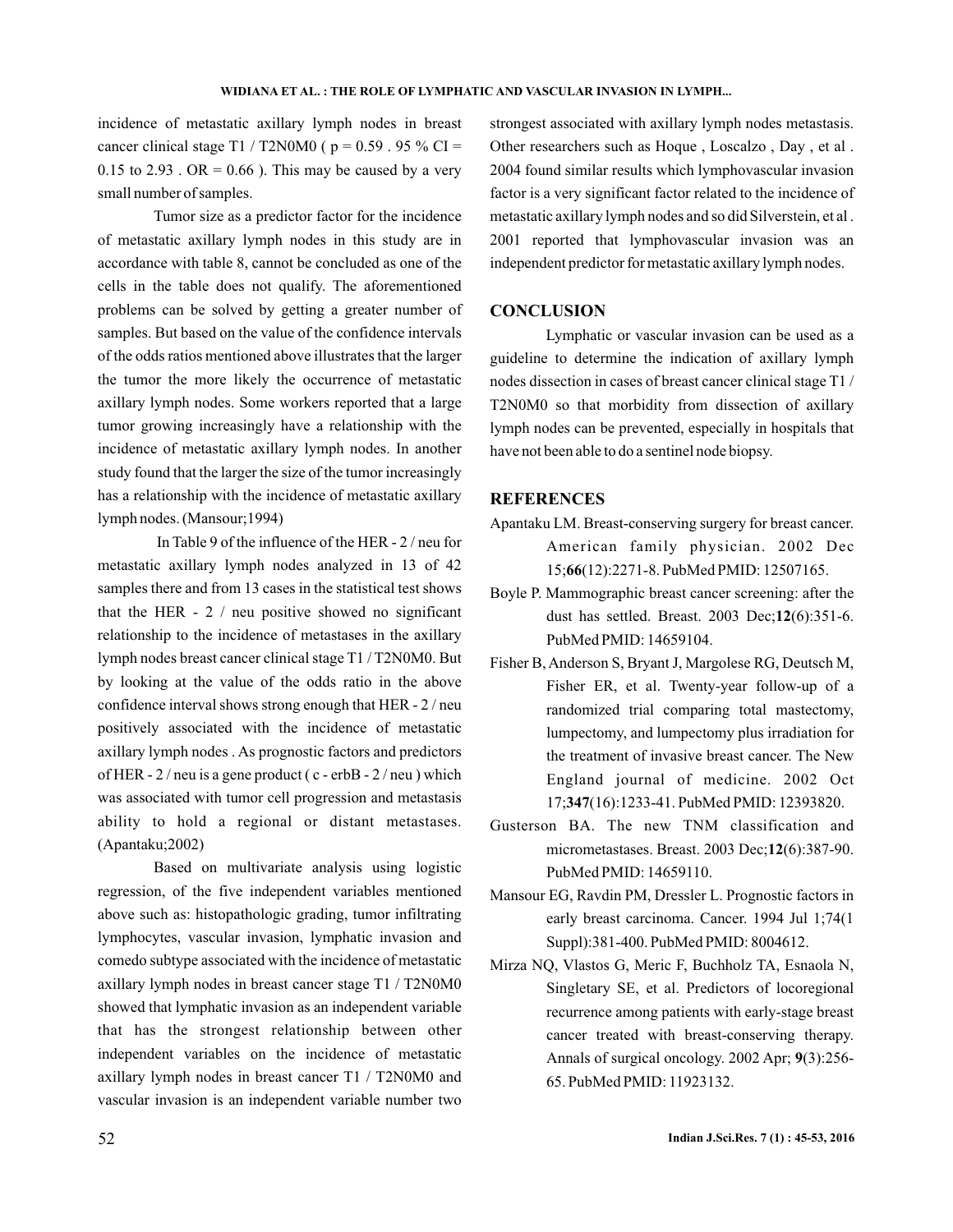incidence of metastatic axillary lymph nodes in breast cancer clinical stage T1 / T2N0M0 ( $p = 0.59$ . 95 % CI = 0.15 to 2.93 . OR = 0.66 ). This may be caused by a very small number of samples.

Tumor size as a predictor factor for the incidence of metastatic axillary lymph nodes in this study are in accordance with table 8, cannot be concluded as one of the cells in the table does not qualify. The aforementioned problems can be solved by getting a greater number of samples. But based on the value of the confidence intervals of the odds ratios mentioned above illustrates that the larger the tumor the more likely the occurrence of metastatic axillary lymph nodes. Some workers reported that a large tumor growing increasingly have a relationship with the incidence of metastatic axillary lymph nodes. In another study found that the larger the size of the tumor increasingly has a relationship with the incidence of metastatic axillary lymph nodes. (Mansour;1994)

In Table 9 of the influence of the HER - 2 / neu for metastatic axillary lymph nodes analyzed in 13 of 42 samples there and from 13 cases in the statistical test shows that the HER - 2 / neu positive showed no significant relationship to the incidence of metastases in the axillary lymph nodes breast cancer clinical stage T1 / T2N0M0. But by looking at the value of the odds ratio in the above confidence interval shows strong enough that HER - 2 / neu positively associated with the incidence of metastatic axillary lymph nodes . As prognostic factors and predictors of HER - 2 / neu is a gene product ( c - erbB - 2 / neu ) which was associated with tumor cell progression and metastasis ability to hold a regional or distant metastases. (Apantaku;2002)

Based on multivariate analysis using logistic regression, of the five independent variables mentioned above such as: histopathologic grading, tumor infiltrating lymphocytes, vascular invasion, lymphatic invasion and comedo subtype associated with the incidence of metastatic axillary lymph nodes in breast cancer stage T1 / T2N0M0 showed that lymphatic invasion as an independent variable that has the strongest relationship between other independent variables on the incidence of metastatic axillary lymph nodes in breast cancer T1 / T2N0M0 and vascular invasion is an independent variable number two strongest associated with axillary lymph nodes metastasis. Other researchers such as Hoque , Loscalzo , Day , et al . 2004 found similar results which lymphovascular invasion factor is a very significant factor related to the incidence of metastatic axillary lymph nodes and so did Silverstein, et al . 2001 reported that lymphovascular invasion was an independent predictor for metastatic axillary lymph nodes.

## CONCLUSION

Lymphatic or vascular invasion can be used as a guideline to determine the indication of axillary lymph nodes dissection in cases of breast cancer clinical stage T1 / T2N0M0 so that morbidity from dissection of axillary lymph nodes can be prevented, especially in hospitals that have not been able to do a sentinel node biopsy.

## REFERENCES

Apantaku LM. Breast-conserving surgery for breast cancer. American family physician. 2002 Dec 15;**66**(12):2271-8. PubMed PMID: 12507165.

Boyle P. Mammographic breast cancer screening: after the dust has settled. Breast. 2003 Dec;**12**(6):351-6. PubMed PMID: 14659104.

Fisher B, Anderson S, Bryant J, Margolese RG, Deutsch M, Fisher ER, et al. Twenty-year follow-up of a randomized trial comparing total mastectomy, lumpectomy, and lumpectomy plus irradiation for the treatment of invasive breast cancer. The New England journal of medicine. 2002 Oct 17;**347**(16):1233-41. PubMed PMID: 12393820.

Gusterson BA. The new TNM classification and micrometastases. Breast. 2003 Dec;**12**(6):387-90. PubMed PMID: 14659110.

Mansour EG, Ravdin PM, Dressler L. Prognostic factors in early breast carcinoma. Cancer. 1994 Jul 1;74(1 Suppl):381-400. PubMed PMID: 8004612.

Mirza NQ, Vlastos G, Meric F, Buchholz TA, Esnaola N, Singletary SE, et al. Predictors of locoregional recurrence among patients with early-stage breast cancer treated with breast-conserving therapy. Annals of surgical oncology. 2002 Apr; **9**(3):256-65. PubMed PMID: 11923132.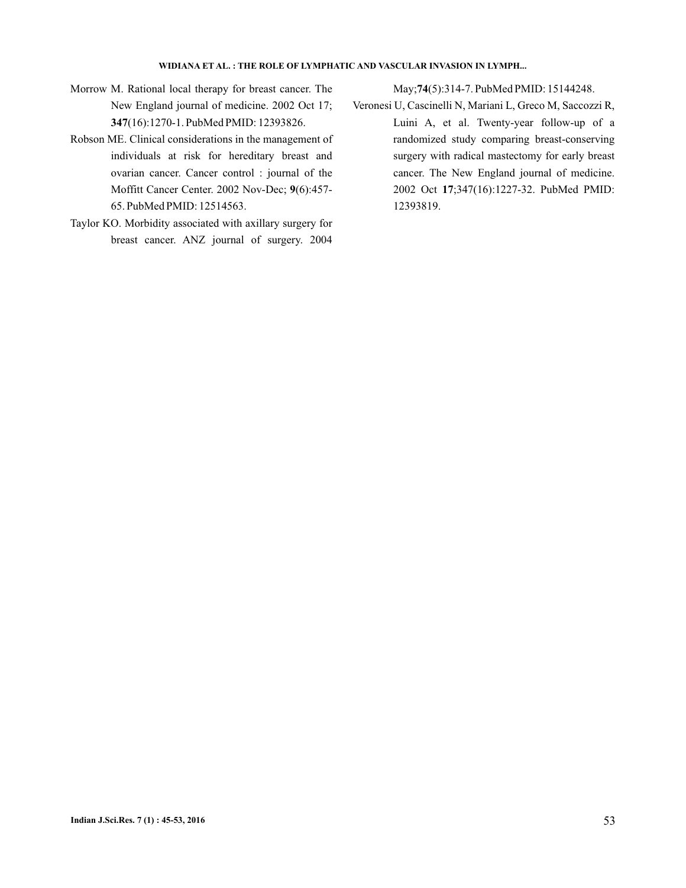Morrow M. Rational local therapy for breast cancer. The New England journal of medicine. 2002 Oct 17; **347**(16):1270-1. PubMed PMID: 12393826.

Robson ME. Clinical considerations in the management of individuals at risk for hereditary breast and ovarian cancer. Cancer control : journal of the Moffitt Cancer Center. 2002 Nov-Dec; **9**(6):457-65. PubMed PMID: 12514563.

Taylor KO. Morbidity associated with axillary surgery for breast cancer. ANZ journal of surgery. 2004 May;**74**(5):314-7. PubMed PMID: 15144248.

Veronesi U, Cascinelli N, Mariani L, Greco M, Saccozzi R, Luini A, et al. Twenty-year follow-up of a randomized study comparing breast-conserving surgery with radical mastectomy for early breast cancer. The New England journal of medicine. 2002 Oct **17**;347(16):1227-32. PubMed PMID: 12393819.